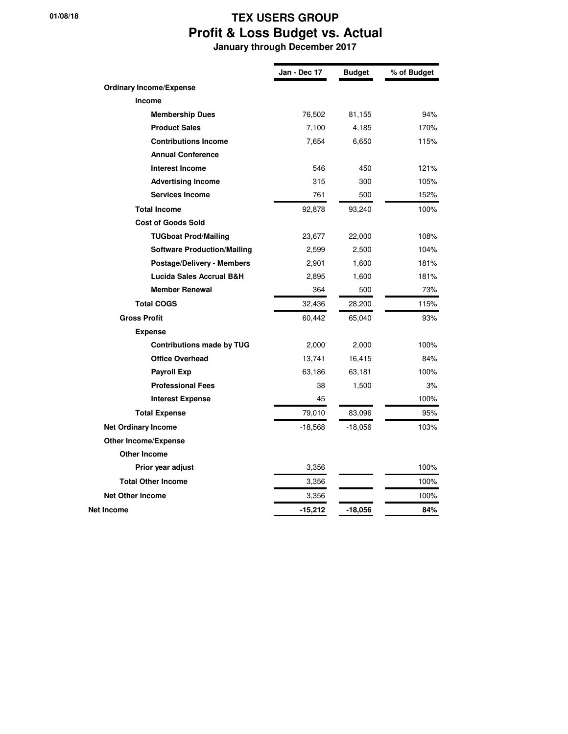01/08/18

# TEX USERS GROUP
## Profit & Loss Budget vs. Actual
### January through December 2017

| | Jan - Dec 17 | Budget | % of Budget |
|---|---|---|---|
| **Ordinary Income/Expense** | | | |
| **Income** | | | |
| **Membership Dues** | 76,502 | 81,155 | 94% |
| **Product Sales** | 7,100 | 4,185 | 170% |
| **Contributions Income** | 7,654 | 6,650 | 115% |
| **Annual Conference** | | | |
| **Interest Income** | 546 | 450 | 121% |
| **Advertising Income** | 315 | 300 | 105% |
| **Services Income** | 761 | 500 | 152% |
| **Total Income** | 92,878 | 93,240 | 100% |
| **Cost of Goods Sold** | | | |
| **TUGboat Prod/Mailing** | 23,677 | 22,000 | 108% |
| **Software Production/Mailing** | 2,599 | 2,500 | 104% |
| **Postage/Delivery - Members** | 2,901 | 1,600 | 181% |
| **Lucida Sales Accrual B&H** | 2,895 | 1,600 | 181% |
| **Member Renewal** | 364 | 500 | 73% |
| **Total COGS** | 32,436 | 28,200 | 115% |
| **Gross Profit** | 60,442 | 65,040 | 93% |
| **Expense** | | | |
| **Contributions made by TUG** | 2,000 | 2,000 | 100% |
| **Office Overhead** | 13,741 | 16,415 | 84% |
| **Payroll Exp** | 63,186 | 63,181 | 100% |
| **Professional Fees** | 38 | 1,500 | 3% |
| **Interest Expense** | 45 | | 100% |
| **Total Expense** | 79,010 | 83,096 | 95% |
| **Net Ordinary Income** | -18,568 | -18,056 | 103% |
| **Other Income/Expense** | | | |
| **Other Income** | | | |
| **Prior year adjust** | 3,356 | | 100% |
| **Total Other Income** | 3,356 | | 100% |
| **Net Other Income** | 3,356 | | 100% |
| **Net Income** | **-15,212** | **-18,056** | **84%** |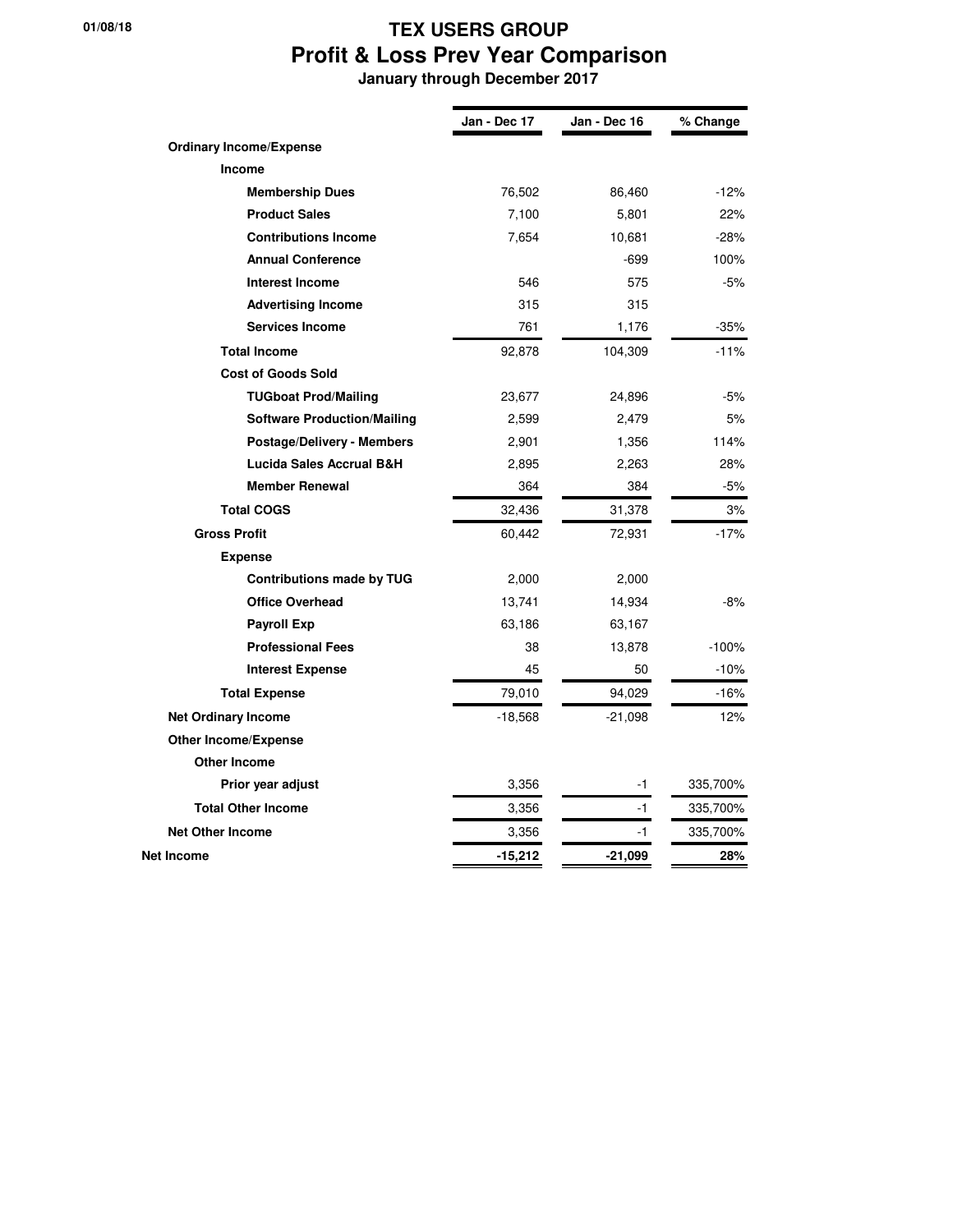01/08/18

# TEX USERS GROUP
## Profit & Loss Prev Year Comparison
### January through December 2017

| | Jan - Dec 17 | Jan - Dec 16 | % Change |
|---|---|---|---|
| **Ordinary Income/Expense** | | | |
| **Income** | | | |
| **Membership Dues** | 76,502 | 86,460 | -12% |
| **Product Sales** | 7,100 | 5,801 | 22% |
| **Contributions Income** | 7,654 | 10,681 | -28% |
| **Annual Conference** | | -699 | 100% |
| **Interest Income** | 546 | 575 | -5% |
| **Advertising Income** | 315 | 315 | |
| **Services Income** | 761 | 1,176 | -35% |
| **Total Income** | 92,878 | 104,309 | -11% |
| **Cost of Goods Sold** | | | |
| **TUGboat Prod/Mailing** | 23,677 | 24,896 | -5% |
| **Software Production/Mailing** | 2,599 | 2,479 | 5% |
| **Postage/Delivery - Members** | 2,901 | 1,356 | 114% |
| **Lucida Sales Accrual B&H** | 2,895 | 2,263 | 28% |
| **Member Renewal** | 364 | 384 | -5% |
| **Total COGS** | 32,436 | 31,378 | 3% |
| **Gross Profit** | 60,442 | 72,931 | -17% |
| **Expense** | | | |
| **Contributions made by TUG** | 2,000 | 2,000 | |
| **Office Overhead** | 13,741 | 14,934 | -8% |
| **Payroll Exp** | 63,186 | 63,167 | |
| **Professional Fees** | 38 | 13,878 | -100% |
| **Interest Expense** | 45 | 50 | -10% |
| **Total Expense** | 79,010 | 94,029 | -16% |
| **Net Ordinary Income** | -18,568 | -21,098 | 12% |
| **Other Income/Expense** | | | |
| **Other Income** | | | |
| **Prior year adjust** | 3,356 | -1 | 335,700% |
| **Total Other Income** | 3,356 | -1 | 335,700% |
| **Net Other Income** | 3,356 | -1 | 335,700% |
| **Net Income** | **-15,212** | **-21,099** | **28%** |